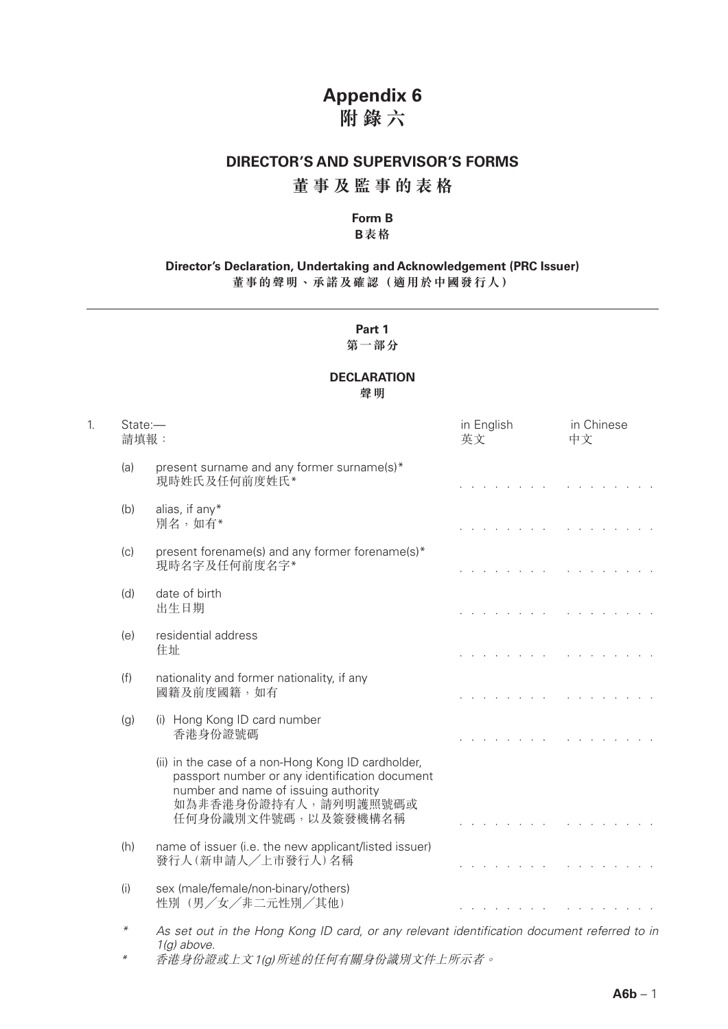# Appendix 6
# 附 錄 六

## DIRECTOR'S AND SUPERVISOR'S FORMS
## 董 事 及 監 事 的 表 格

**Form B**
**B表格**

**Director's Declaration, Undertaking and Acknowledgement (PRC Issuer)**
**董事的聲明、承諾及確認（適用於中國發行人）**

---

**Part 1**
**第一部分**

**DECLARATION**
**聲明**

| | | | in English 英文 | in Chinese 中文 |
|---|---|---|---|---|
| 1. | State:— 請填報： | | | |
| | (a) | present surname and any former surname(s)* 現時姓氏及任何前度姓氏* | . . . . . . . . | . . . . . . . . . |
| | (b) | alias, if any* 別名，如有* | . . . . . . . . | . . . . . . . . . |
| | (c) | present forename(s) and any former forename(s)* 現時名字及任何前度名字* | . . . . . . . . | . . . . . . . . . |
| | (d) | date of birth 出生日期 | . . . . . . . . | . . . . . . . . . |
| | (e) | residential address 住址 | . . . . . . . . | . . . . . . . . . |
| | (f) | nationality and former nationality, if any 國籍及前度國籍，如有 | . . . . . . . . | . . . . . . . . . |
| | (g) | (i) Hong Kong ID card number 香港身份證號碼 | . . . . . . . . | . . . . . . . . . |
| | | (ii) in the case of a non-Hong Kong ID cardholder, passport number or any identification document number and name of issuing authority 如為非香港身份證持有人，請列明護照號碼或任何身份識別文件號碼，以及簽發機構名稱 | . . . . . . . . | . . . . . . . . . |
| | (h) | name of issuer (i.e. the new applicant/listed issuer) 發行人（新申請人／上市發行人）名稱 | . . . . . . . . | . . . . . . . . . |
| | (i) | sex (male/female/non-binary/others) 性別（男／女／非二元性別／其他） | . . . . . . . . | . . . . . . . . . |

\* *As set out in the Hong Kong ID card, or any relevant identification document referred to in 1(g) above.*

\* *香港身份證或上文1(g)所述的任何有關身份識別文件上所示者。*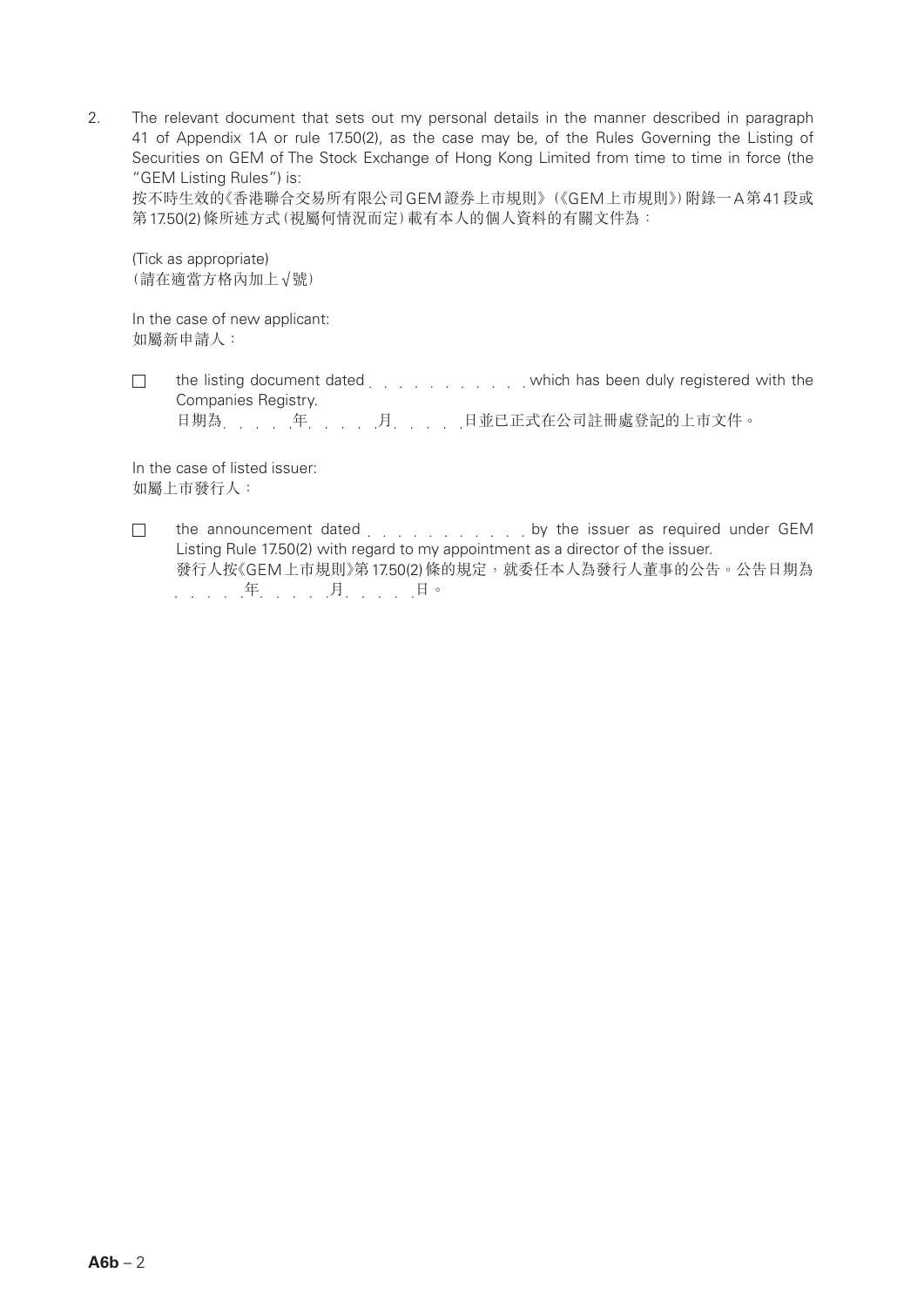2. The relevant document that sets out my personal details in the manner described in paragraph 41 of Appendix 1A or rule 17.50(2), as the case may be, of the Rules Governing the Listing of Securities on GEM of The Stock Exchange of Hong Kong Limited from time to time in force (the "GEM Listing Rules") is:
按不時生效的《香港聯合交易所有限公司GEM證券上市規則》(《GEM上市規則》)附錄一A第41段或第17.50(2)條所述方式(視屬何情況而定)載有本人的個人資料的有關文件為：

   (Tick as appropriate)
   (請在適當方格內加上√號)

   In the case of new applicant:
   如屬新申請人：

   ☐ the listing document dated . . . . . . . . . . . which has been duly registered with the Companies Registry.
   日期為. . . . .年. . . . .月. . . . .日並已正式在公司註冊處登記的上市文件。

   In the case of listed issuer:
   如屬上市發行人：

   ☐ the announcement dated . . . . . . . . . . . by the issuer as required under GEM Listing Rule 17.50(2) with regard to my appointment as a director of the issuer.
   發行人按《GEM上市規則》第17.50(2)條的規定，就委任本人為發行人董事的公告。公告日期為. . . . .年. . . . .月. . . . .日。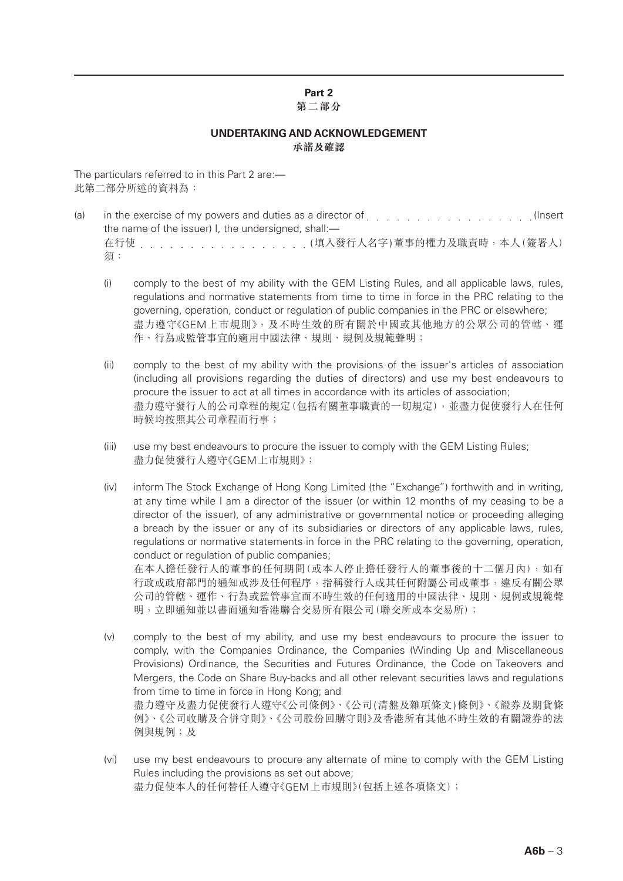## Part 2
## 第二部分

### UNDERTAKING AND ACKNOWLEDGEMENT
### 承諾及確認

The particulars referred to in this Part 2 are:—
此第二部分所述的資料為：

(a) in the exercise of my powers and duties as a director of . . . . . . . . . . . . . . . . . (Insert the name of the issuer) I, the undersigned, shall:—
在行使 . . . . . . . . . . . . . . . . . (填入發行人名字)董事的權力及職責時，本人(簽署人)須：

(i) comply to the best of my ability with the GEM Listing Rules, and all applicable laws, rules, regulations and normative statements from time to time in force in the PRC relating to the governing, operation, conduct or regulation of public companies in the PRC or elsewhere;
盡力遵守《GEM上市規則》，及不時生效的所有關於中國或其他地方的公眾公司的管轄、運作、行為或監管事宜的適用中國法律、規則、規例及規範聲明；

(ii) comply to the best of my ability with the provisions of the issuer's articles of association (including all provisions regarding the duties of directors) and use my best endeavours to procure the issuer to act at all times in accordance with its articles of association;
盡力遵守發行人的公司章程的規定(包括有關董事職責的一切規定)，並盡力促使發行人在任何時候均按照其公司章程而行事；

(iii) use my best endeavours to procure the issuer to comply with the GEM Listing Rules;
盡力促使發行人遵守《GEM上市規則》；

(iv) inform The Stock Exchange of Hong Kong Limited (the "Exchange") forthwith and in writing, at any time while I am a director of the issuer (or within 12 months of my ceasing to be a director of the issuer), of any administrative or governmental notice or proceeding alleging a breach by the issuer or any of its subsidiaries or directors of any applicable laws, rules, regulations or normative statements in force in the PRC relating to the governing, operation, conduct or regulation of public companies;
在本人擔任發行人的董事的任何期間(或本人停止擔任發行人的董事後的十二個月內)，如有行政或政府部門的通知或涉及任何程序，指稱發行人或其任何附屬公司或董事，違反有關公眾公司的管轄、運作、行為或監管事宜而不時生效的任何適用的中國法律、規則、規例或規範聲明，立即通知並以書面通知香港聯合交易所有限公司(聯交所或本交易所)；

(v) comply to the best of my ability, and use my best endeavours to procure the issuer to comply, with the Companies Ordinance, the Companies (Winding Up and Miscellaneous Provisions) Ordinance, the Securities and Futures Ordinance, the Code on Takeovers and Mergers, the Code on Share Buy-backs and all other relevant securities laws and regulations from time to time in force in Hong Kong; and
盡力遵守及盡力促使發行人遵守《公司條例》、《公司(清盤及雜項條文)條例》、《證券及期貨條例》、《公司收購及合併守則》、《公司股份回購守則》及香港所有其他不時生效的有關證券的法例與規例；及

(vi) use my best endeavours to procure any alternate of mine to comply with the GEM Listing Rules including the provisions as set out above;
盡力促使本人的任何替任人遵守《GEM上市規則》(包括上述各項條文)；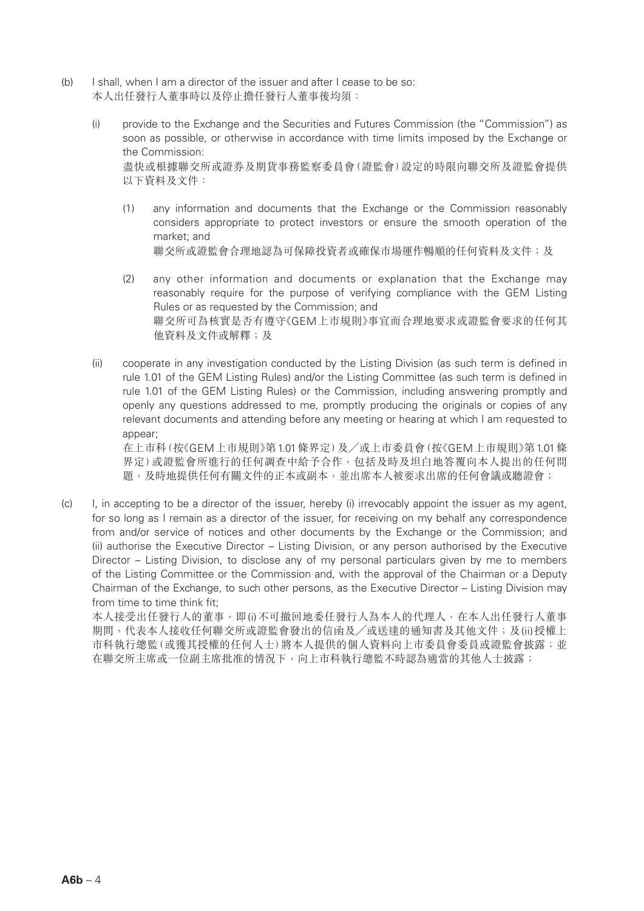(b) I shall, when I am a director of the issuer and after I cease to be so:
本人出任發行人董事時以及停止擔任發行人董事後均須：

(i) provide to the Exchange and the Securities and Futures Commission (the "Commission") as soon as possible, or otherwise in accordance with time limits imposed by the Exchange or the Commission:
盡快或根據聯交所或證券及期貨事務監察委員會(證監會)設定的時限向聯交所及證監會提供以下資料及文件：

(1) any information and documents that the Exchange or the Commission reasonably considers appropriate to protect investors or ensure the smooth operation of the market; and
聯交所或證監會合理地認為可保障投資者或確保市場運作暢順的任何資料及文件；及

(2) any other information and documents or explanation that the Exchange may reasonably require for the purpose of verifying compliance with the GEM Listing Rules or as requested by the Commission; and
聯交所可為核實是否有遵守《GEM上市規則》事宜而合理地要求或證監會要求的任何其他資料及文件或解釋；及

(ii) cooperate in any investigation conducted by the Listing Division (as such term is defined in rule 1.01 of the GEM Listing Rules) and/or the Listing Committee (as such term is defined in rule 1.01 of the GEM Listing Rules) or the Commission, including answering promptly and openly any questions addressed to me, promptly producing the originals or copies of any relevant documents and attending before any meeting or hearing at which I am requested to appear;
在上市科(按《GEM上市規則》第1.01條界定)及／或上市委員會(按《GEM上市規則》第1.01條界定)或證監會所進行的任何調查中給予合作，包括及時及坦白地答覆向本人提出的任何問題，及時地提供任何有關文件的正本或副本，並出席本人被要求出席的任何會議或聽證會；

(c) I, in accepting to be a director of the issuer, hereby (i) irrevocably appoint the issuer as my agent, for so long as I remain as a director of the issuer, for receiving on my behalf any correspondence from and/or service of notices and other documents by the Exchange or the Commission; and (ii) authorise the Executive Director – Listing Division, or any person authorised by the Executive Director – Listing Division, to disclose any of my personal particulars given by me to members of the Listing Committee or the Commission and, with the approval of the Chairman or a Deputy Chairman of the Exchange, to such other persons, as the Executive Director – Listing Division may from time to time think fit;
本人接受出任發行人的董事，即(i)不可撤回地委任發行人為本人的代理人，在本人出任發行人董事期間，代表本人接收任何聯交所或證監會發出的信函及／或送達的通知書及其他文件；及(ii)授權上市科執行總監(或獲其授權的任何人士)將本人提供的個人資料向上市委員會委員或證監會披露；並在聯交所主席或一位副主席批准的情況下，向上市科執行總監不時認為適當的其他人士披露；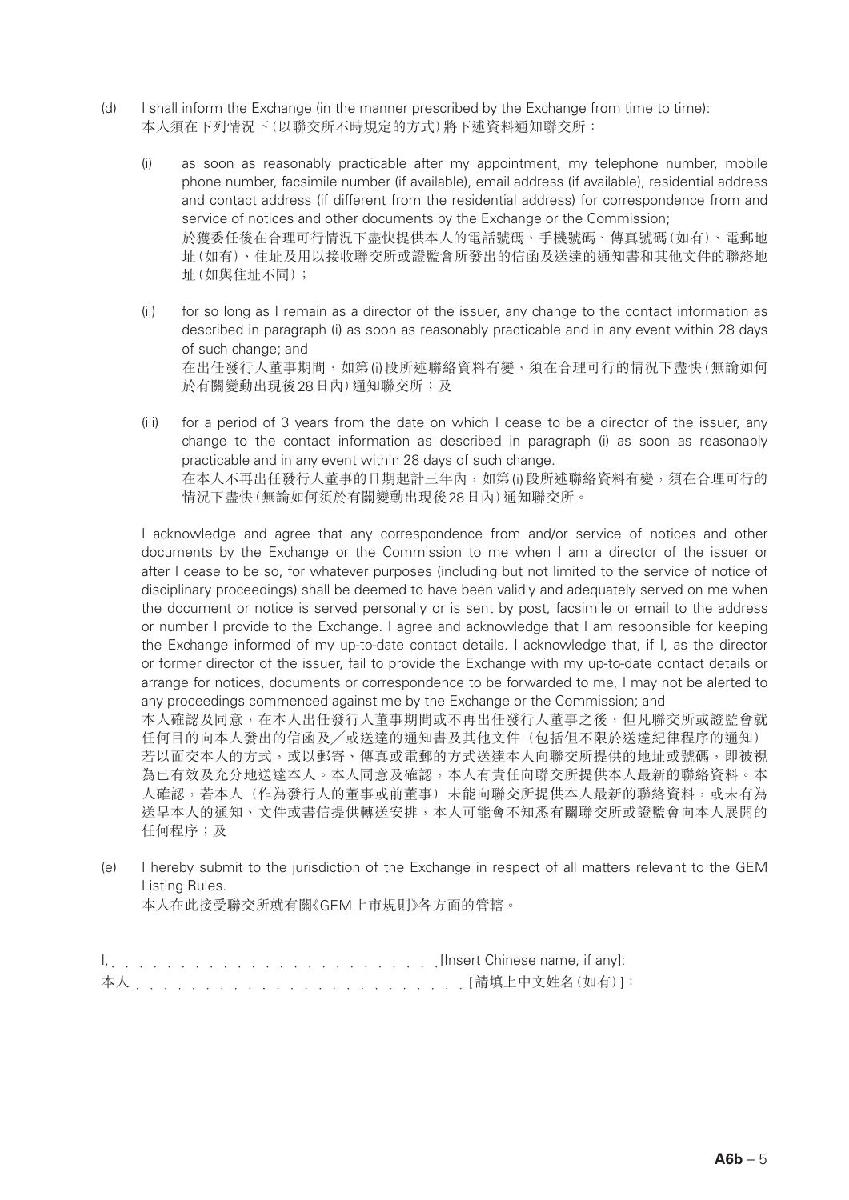(d) I shall inform the Exchange (in the manner prescribed by the Exchange from time to time):
本人須在下列情況下(以聯交所不時規定的方式)將下述資料通知聯交所：

   (i) as soon as reasonably practicable after my appointment, my telephone number, mobile phone number, facsimile number (if available), email address (if available), residential address and contact address (if different from the residential address) for correspondence from and service of notices and other documents by the Exchange or the Commission;
   於獲委任後在合理可行情況下盡快提供本人的電話號碼、手機號碼、傳真號碼(如有)、電郵地址(如有)、住址及用以接收聯交所或證監會所發出的信函及送達的通知書和其他文件的聯絡地址(如與住址不同)；

   (ii) for so long as I remain as a director of the issuer, any change to the contact information as described in paragraph (i) as soon as reasonably practicable and in any event within 28 days of such change; and
   在出任發行人董事期間，如第(i)段所述聯絡資料有變，須在合理可行的情況下盡快(無論如何於有關變動出現後28日內)通知聯交所；及

   (iii) for a period of 3 years from the date on which I cease to be a director of the issuer, any change to the contact information as described in paragraph (i) as soon as reasonably practicable and in any event within 28 days of such change.
   在本人不再出任發行人董事的日期起計三年內，如第(i)段所述聯絡資料有變，須在合理可行的情況下盡快(無論如何須於有關變動出現後28日內)通知聯交所。

I acknowledge and agree that any correspondence from and/or service of notices and other documents by the Exchange or the Commission to me when I am a director of the issuer or after I cease to be so, for whatever purposes (including but not limited to the service of notice of disciplinary proceedings) shall be deemed to have been validly and adequately served on me when the document or notice is served personally or is sent by post, facsimile or email to the address or number I provide to the Exchange. I agree and acknowledge that I am responsible for keeping the Exchange informed of my up-to-date contact details. I acknowledge that, if I, as the director or former director of the issuer, fail to provide the Exchange with my up-to-date contact details or arrange for notices, documents or correspondence to be forwarded to me, I may not be alerted to any proceedings commenced against me by the Exchange or the Commission; and
本人確認及同意，在本人出任發行人董事期間或不再出任發行人董事之後，但凡聯交所或證監會就任何目的向本人發出的信函及／或送達的通知書及其他文件（包括但不限於送達紀律程序的通知）若以面交本人的方式，或以郵寄、傳真或電郵的方式送達本人向聯交所提供的地址或號碼，即被視為已有效及充分地送達本人。本人同意及確認，本人有責任向聯交所提供本人最新的聯絡資料。本人確認，若本人（作為發行人的董事或前董事）未能向聯交所提供本人最新的聯絡資料，或未有為送呈本人的通知、文件或書信提供轉送安排，本人可能會不知悉有關聯交所或證監會向本人展開的任何程序；及

(e) I hereby submit to the jurisdiction of the Exchange in respect of all matters relevant to the GEM Listing Rules.
本人在此接受聯交所就有關《GEM上市規則》各方面的管轄。

I, . . . . . . . . . . . . . . . . . . . . . . . . [Insert Chinese name, if any]:
本人 . . . . . . . . . . . . . . . . . . . . . . . . [請填上中文姓名(如有)]：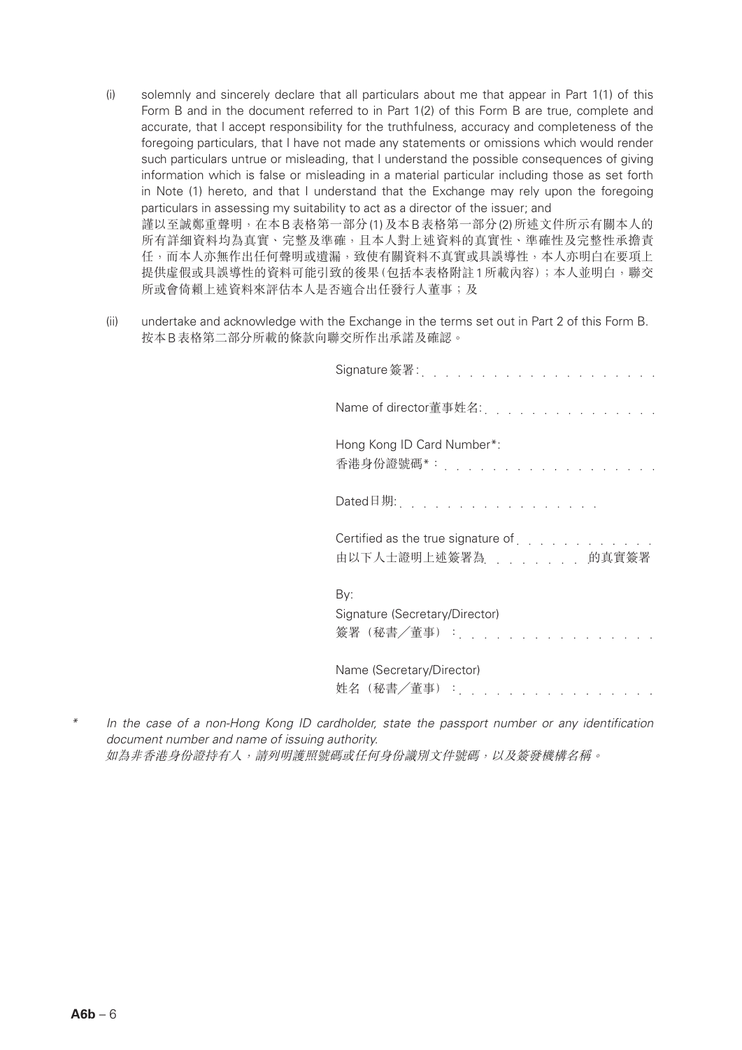(i) solemnly and sincerely declare that all particulars about me that appear in Part 1(1) of this Form B and in the document referred to in Part 1(2) of this Form B are true, complete and accurate, that I accept responsibility for the truthfulness, accuracy and completeness of the foregoing particulars, that I have not made any statements or omissions which would render such particulars untrue or misleading, that I understand the possible consequences of giving information which is false or misleading in a material particular including those as set forth in Note (1) hereto, and that I understand that the Exchange may rely upon the foregoing particulars in assessing my suitability to act as a director of the issuer; and
謹以至誠鄭重聲明，在本B表格第一部分(1)及本B表格第一部分(2)所述文件所示有關本人的所有詳細資料均為真實、完整及準確，且本人對上述資料的真實性、準確性及完整性承擔責任，而本人亦無作出任何聲明或遺漏，致使有關資料不真實或具誤導性，本人亦明白在要項上提供虛假或具誤導性的資料可能引致的後果(包括本表格附註1所載內容)；本人並明白，聯交所或會倚賴上述資料來評估本人是否適合出任發行人董事；及

(ii) undertake and acknowledge with the Exchange in the terms set out in Part 2 of this Form B.
按本B表格第二部分所載的條款向聯交所作出承諾及確認。

Signature 簽署: . . . . . . . . . . . . . . . . . . .

Name of director董事姓名: . . . . . . . . . . . . . .

Hong Kong ID Card Number*:
香港身份證號碼*： . . . . . . . . . . . . . . . . .

Dated日期: . . . . . . . . . . . . . . . .

Certified as the true signature of . . . . . . . . . . .
由以下人士證明上述簽署為 . . . . . . . . 的真實簽署

By:
Signature (Secretary/Director)
簽署（秘書／董事）： . . . . . . . . . . . . . . .

Name (Secretary/Director)
姓名（秘書／董事）： . . . . . . . . . . . . . . .

\* *In the case of a non-Hong Kong ID cardholder, state the passport number or any identification document number and name of issuing authority.*
*如為非香港身份證持有人，請列明護照號碼或任何身份識別文件號碼，以及簽發機構名稱。*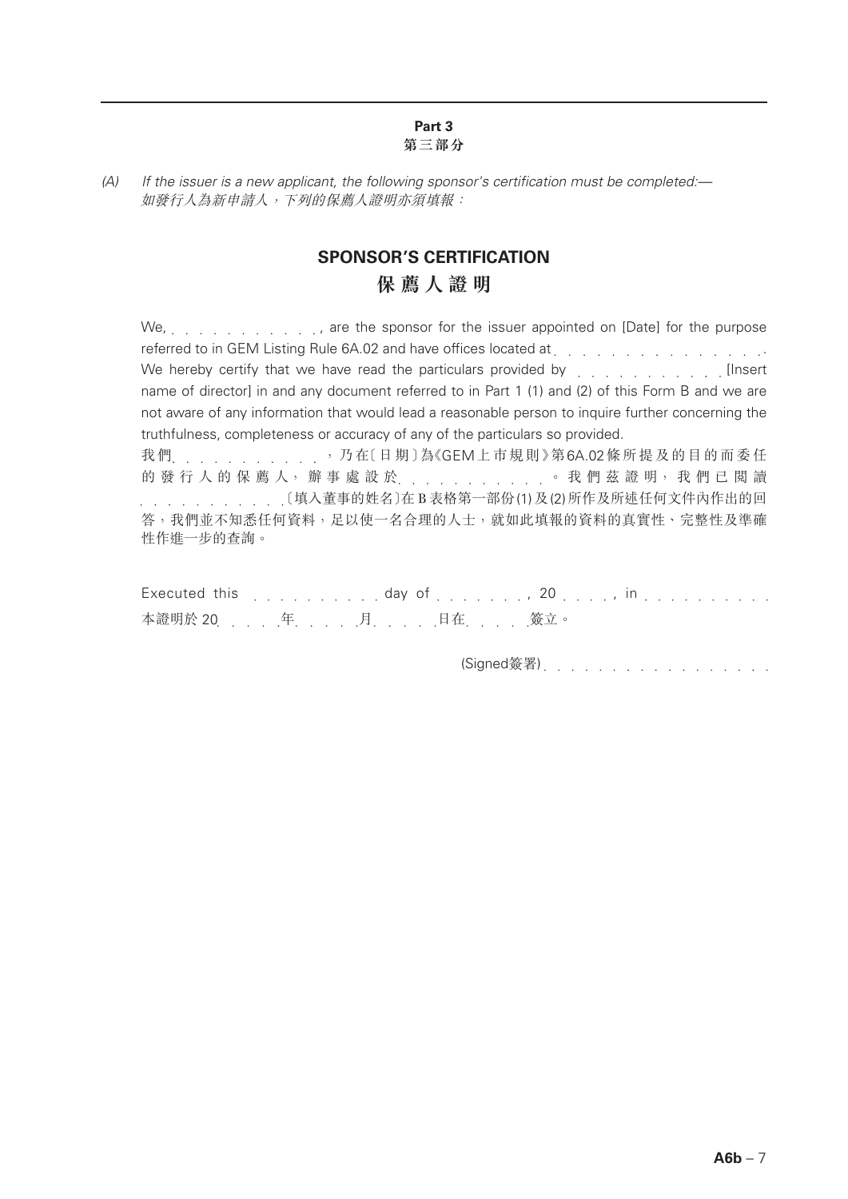## Part 3
## 第三部分

*(A) If the issuer is a new applicant, the following sponsor's certification must be completed:—*
*如發行人為新申請人，下列的保薦人證明亦須填報：*

# SPONSOR'S CERTIFICATION
# 保薦人證明

We, . . . . . . . . . . . ., are the sponsor for the issuer appointed on [Date] for the purpose referred to in GEM Listing Rule 6A.02 and have offices located at . . . . . . . . . . . . . . . . We hereby certify that we have read the particulars provided by . . . . . . . . . . . [Insert name of director] in and any document referred to in Part 1 (1) and (2) of this Form B and we are not aware of any information that would lead a reasonable person to inquire further concerning the truthfulness, completeness or accuracy of any of the particulars so provided.

我們 . . . . . . . . . . .，乃在〔日期〕為《GEM上市規則》第6A.02條所提及的目的而委任的發行人的保薦人，辦事處設於 . . . . . . . . . . .。我們茲證明，我們已閱讀 . . . . . . . . . . .〔填入董事的姓名〕在B表格第一部份(1)及(2)所作及所述任何文件內作出的回答，我們並不知悉任何資料，足以使一名合理的人士，就如此填報的資料的真實性、完整性及準確性作進一步的查詢。

Executed this . . . . . . . . . . day of . . . . . . . ., 20 . . . ., in . . . . . . . . . .
本證明於20 . . . . 年 . . . . 月 . . . . 日在 . . . . 簽立。

(Signed簽署) . . . . . . . . . . . . . . . .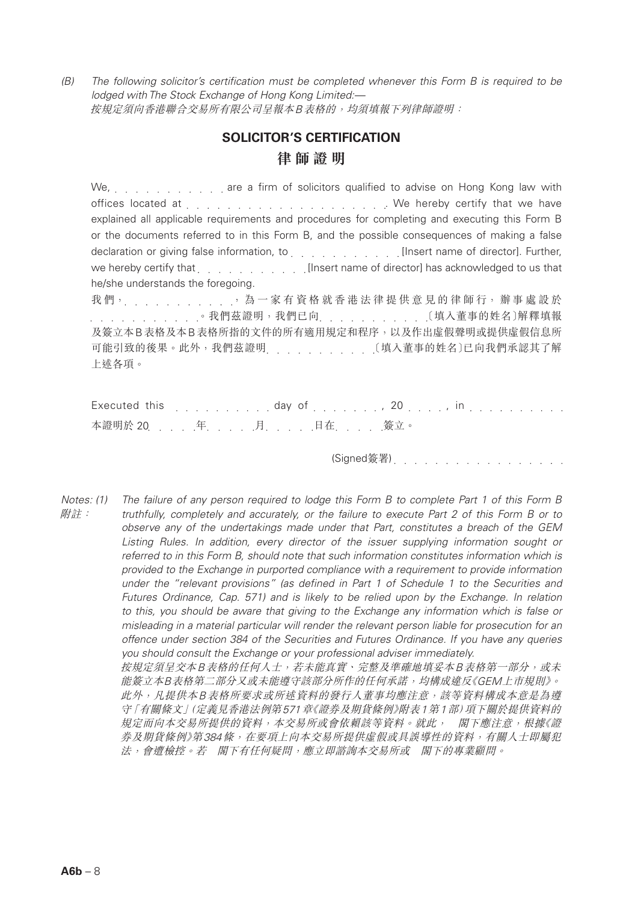*(B) The following solicitor's certification must be completed whenever this Form B is required to be lodged with The Stock Exchange of Hong Kong Limited:—*
*按規定須向香港聯合交易所有限公司呈報本B表格的，均須填報下列律師證明：*

## SOLICITOR'S CERTIFICATION

## 律師證明

We, . . . . . . . . . . . are a firm of solicitors qualified to advise on Hong Kong law with offices located at . . . . . . . . . . . . . . . . . . . . We hereby certify that we have explained all applicable requirements and procedures for completing and executing this Form B or the documents referred to in this Form B, and the possible consequences of making a false declaration or giving false information, to . . . . . . . . . . . [Insert name of director]. Further, we hereby certify that . . . . . . . . . . . [Insert name of director] has acknowledged to us that he/she understands the foregoing.

我們，. . . . . . . . . . .，為一家有資格就香港法律提供意見的律師行，辦事處設於 . . . . . . . . . . .。我們茲證明，我們已向 . . . . . . . . . . .〔填入董事的姓名〕解釋填報及簽立本B表格及本B表格所指的文件的所有適用規定和程序，以及作出虛假聲明或提供虛假信息所可能引致的後果。此外，我們茲證明 . . . . . . . . . . .〔填入董事的姓名〕已向我們承認其了解上述各項。

Executed this . . . . . . . . . . . day of . . . . . . . . , 20 . . . . , in . . . . . . . . . . .
本證明於 20 . . . . 年 . . . . 月 . . . . 日在 . . . . 簽立。

(Signed簽署) . . . . . . . . . . . . . . . .

Notes: (1) *The failure of any person required to lodge this Form B to complete Part 1 of this Form B truthfully, completely and accurately, or the failure to execute Part 2 of this Form B or to observe any of the undertakings made under that Part, constitutes a breach of the GEM Listing Rules. In addition, every director of the issuer supplying information sought or referred to in this Form B, should note that such information constitutes information which is provided to the Exchange in purported compliance with a requirement to provide information under the "relevant provisions" (as defined in Part 1 of Schedule 1 to the Securities and Futures Ordinance, Cap. 571) and is likely to be relied upon by the Exchange. In relation to this, you should be aware that giving to the Exchange any information which is false or misleading in a material particular will render the relevant person liable for prosecution for an offence under section 384 of the Securities and Futures Ordinance. If you have any queries you should consult the Exchange or your professional adviser immediately.*

附註：*按規定須呈交本B表格的任何人士，若未能真實、完整及準確地填妥本B表格第一部分，或未能簽立本B表格第二部分又或未能遵守該部分所作的任何承諾，均構成違反《GEM上市規則》。此外，凡提供本B表格所要求或所述資料的發行人董事均應注意，該等資料構成本意是為遵守「有關條文」(定義見香港法例第571章《證券及期貨條例》附表1第1部)項下關於提供資料的規定而向本交易所提供的資料，本交易所或會依賴該等資料。就此， 閣下應注意，根據《證券及期貨條例》第384條，在要項上向本交易所提供虛假或具誤導性的資料，有關人士即屬犯法，會遭檢控。若 閣下有任何疑問，應立即諮詢本交易所或 閣下的專業顧問。*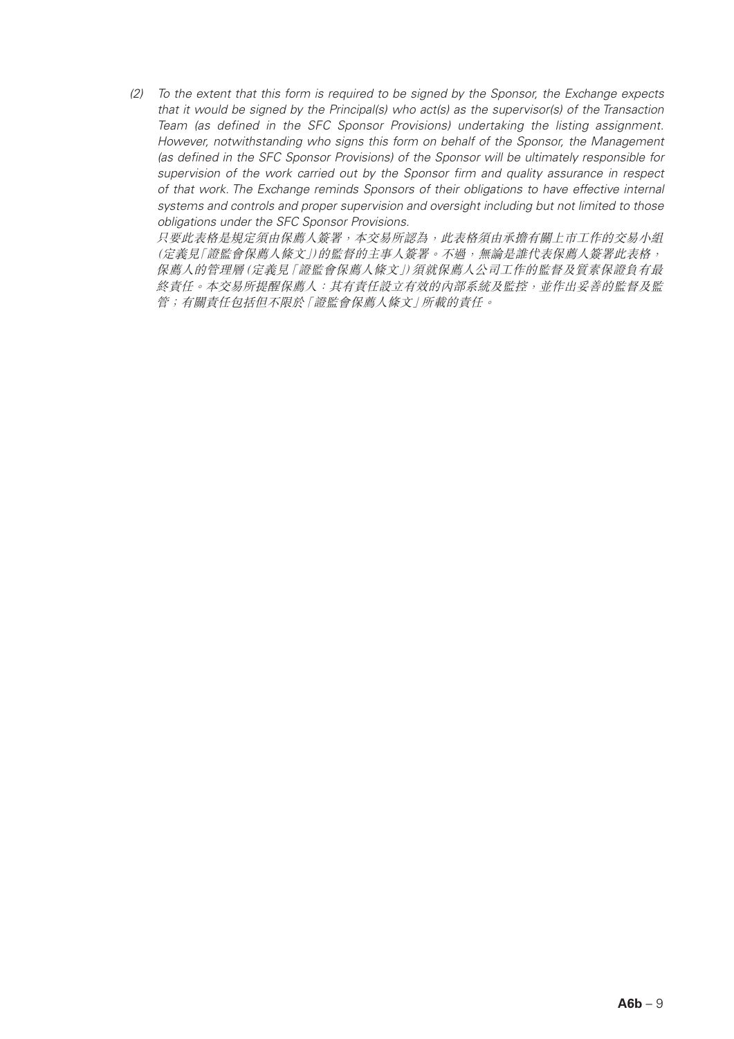*(2) To the extent that this form is required to be signed by the Sponsor, the Exchange expects that it would be signed by the Principal(s) who act(s) as the supervisor(s) of the Transaction Team (as defined in the SFC Sponsor Provisions) undertaking the listing assignment. However, notwithstanding who signs this form on behalf of the Sponsor, the Management (as defined in the SFC Sponsor Provisions) of the Sponsor will be ultimately responsible for supervision of the work carried out by the Sponsor firm and quality assurance in respect of that work. The Exchange reminds Sponsors of their obligations to have effective internal systems and controls and proper supervision and oversight including but not limited to those obligations under the SFC Sponsor Provisions.*

*只要此表格是規定須由保薦人簽署，本交易所認為，此表格須由承擔有關上市工作的交易小組(定義見「證監會保薦人條文」)的監督的主事人簽署。不過，無論是誰代表保薦人簽署此表格，保薦人的管理層(定義見「證監會保薦人條文」)須就保薦人公司工作的監督及質素保證負有最終責任。本交易所提醒保薦人：其有責任設立有效的內部系統及監控，並作出妥善的監督及監管；有關責任包括但不限於「證監會保薦人條文」所載的責任。*